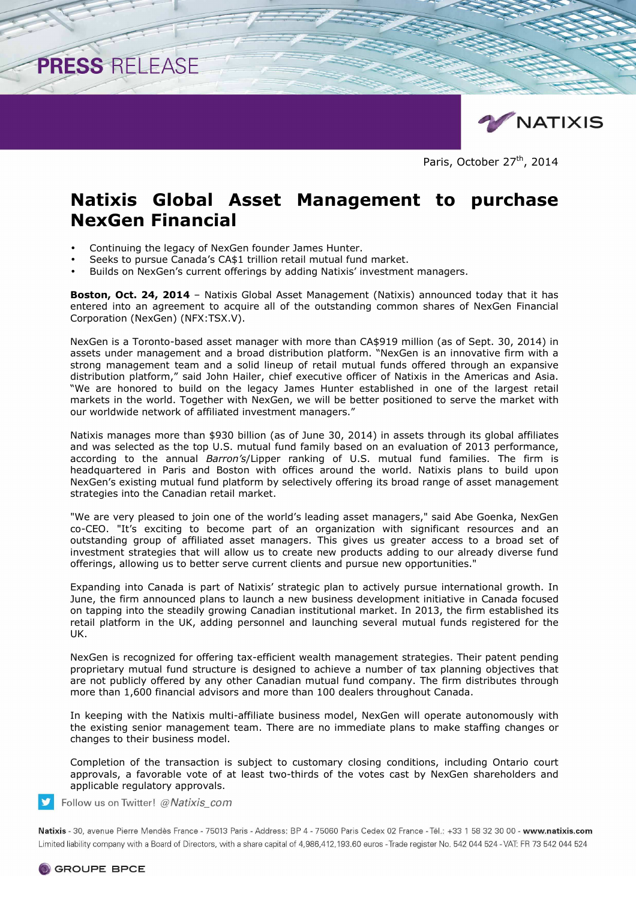PRESS RELEASE

Paris, October 27th, 2014

# Natixis Global Asset Management to purchase NexGen Financial

- Continuing the legacy of NexGen founder James Hunter.
- Seeks to pursue Canada's CA$1 trillion retail mutual fund market.
- Builds on NexGen's current offerings by adding Natixis' investment managers.

**Boston, Oct. 24, 2014** – Natixis Global Asset Management (Natixis) announced today that it has entered into an agreement to acquire all of the outstanding common shares of NexGen Financial Corporation (NexGen) (NFX:TSX.V).

NexGen is a Toronto-based asset manager with more than CA$919 million (as of Sept. 30, 2014) in assets under management and a broad distribution platform. "NexGen is an innovative firm with a strong management team and a solid lineup of retail mutual funds offered through an expansive distribution platform," said John Hailer, chief executive officer of Natixis in the Americas and Asia. "We are honored to build on the legacy James Hunter established in one of the largest retail markets in the world. Together with NexGen, we will be better positioned to serve the market with our worldwide network of affiliated investment managers."

Natixis manages more than $930 billion (as of June 30, 2014) in assets through its global affiliates and was selected as the top U.S. mutual fund family based on an evaluation of 2013 performance, according to the annual *Barron's*/Lipper ranking of U.S. mutual fund families. The firm is headquartered in Paris and Boston with offices around the world. Natixis plans to build upon NexGen's existing mutual fund platform by selectively offering its broad range of asset management strategies into the Canadian retail market.

"We are very pleased to join one of the world's leading asset managers," said Abe Goenka, NexGen co-CEO. "It's exciting to become part of an organization with significant resources and an outstanding group of affiliated asset managers. This gives us greater access to a broad set of investment strategies that will allow us to create new products adding to our already diverse fund offerings, allowing us to better serve current clients and pursue new opportunities."

Expanding into Canada is part of Natixis' strategic plan to actively pursue international growth. In June, the firm announced plans to launch a new business development initiative in Canada focused on tapping into the steadily growing Canadian institutional market. In 2013, the firm established its retail platform in the UK, adding personnel and launching several mutual funds registered for the UK.

NexGen is recognized for offering tax-efficient wealth management strategies. Their patent pending proprietary mutual fund structure is designed to achieve a number of tax planning objectives that are not publicly offered by any other Canadian mutual fund company. The firm distributes through more than 1,600 financial advisors and more than 100 dealers throughout Canada.

In keeping with the Natixis multi-affiliate business model, NexGen will operate autonomously with the existing senior management team. There are no immediate plans to make staffing changes or changes to their business model.

Completion of the transaction is subject to customary closing conditions, including Ontario court approvals, a favorable vote of at least two-thirds of the votes cast by NexGen shareholders and applicable regulatory approvals.

Follow us on Twitter! @Natixis_com

**Natixis** - 30, avenue Pierre Mendès France - 75013 Paris - Address: BP 4 - 75060 Paris Cedex 02 France - Tél.: +33 1 58 32 30 00 - **www.natixis.com**
Limited liability company with a Board of Directors, with a share capital of 4,986,412,193.60 euros - Trade register No. 542 044 524 - VAT: FR 73 542 044 524

GROUPE BPCE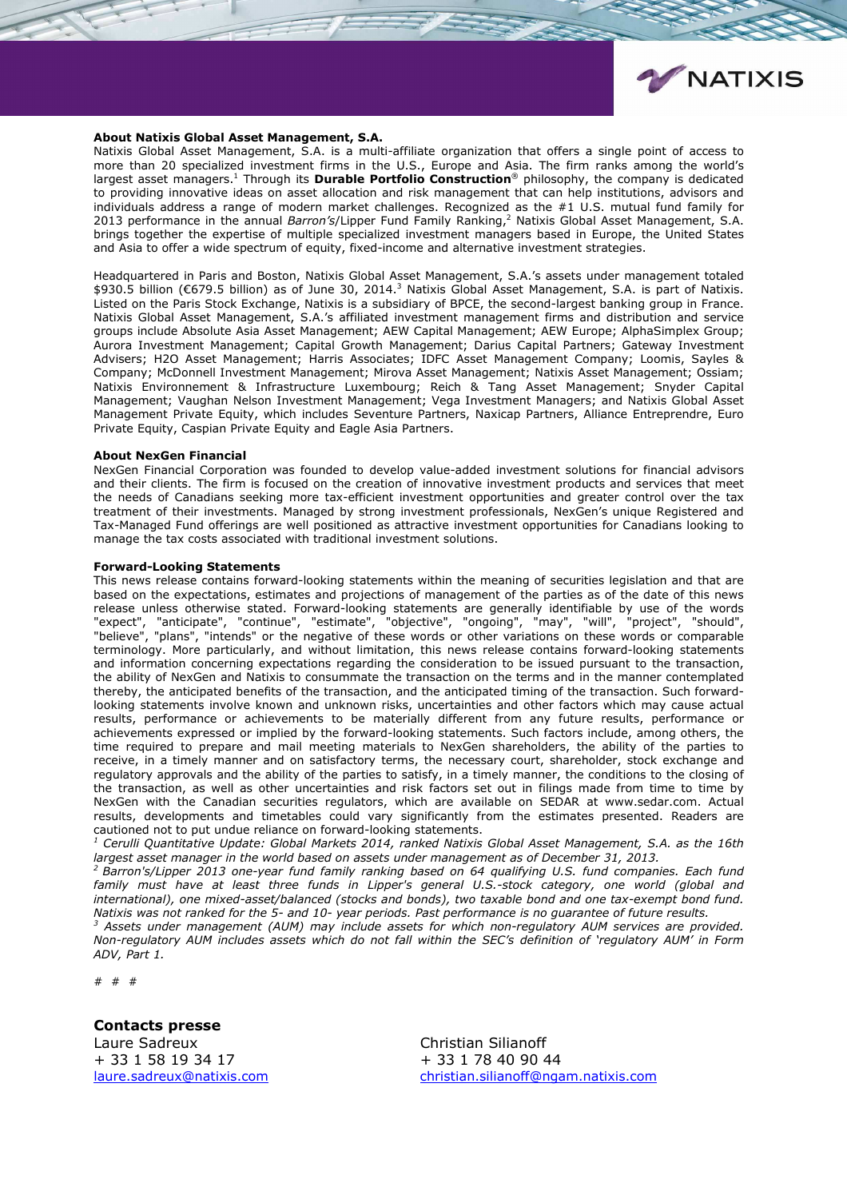**About Natixis Global Asset Management, S.A.**

Natixis Global Asset Management, S.A. is a multi-affiliate organization that offers a single point of access to more than 20 specialized investment firms in the U.S., Europe and Asia. The firm ranks among the world's largest asset managers.[1] Through its **Durable Portfolio Construction**® philosophy, the company is dedicated to providing innovative ideas on asset allocation and risk management that can help institutions, advisors and individuals address a range of modern market challenges. Recognized as the #1 U.S. mutual fund family for 2013 performance in the annual *Barron's*/Lipper Fund Family Ranking,[2] Natixis Global Asset Management, S.A. brings together the expertise of multiple specialized investment managers based in Europe, the United States and Asia to offer a wide spectrum of equity, fixed-income and alternative investment strategies.

Headquartered in Paris and Boston, Natixis Global Asset Management, S.A.'s assets under management totaled $930.5 billion (€679.5 billion) as of June 30, 2014.[3] Natixis Global Asset Management, S.A. is part of Natixis. Listed on the Paris Stock Exchange, Natixis is a subsidiary of BPCE, the second-largest banking group in France. Natixis Global Asset Management, S.A.'s affiliated investment management firms and distribution and service groups include Absolute Asia Asset Management; AEW Capital Management; AEW Europe; AlphaSimplex Group; Aurora Investment Management; Capital Growth Management; Darius Capital Partners; Gateway Investment Advisers; H2O Asset Management; Harris Associates; IDFC Asset Management Company; Loomis, Sayles & Company; McDonnell Investment Management; Mirova Asset Management; Natixis Asset Management; Ossiam; Natixis Environnement & Infrastructure Luxembourg; Reich & Tang Asset Management; Snyder Capital Management; Vaughan Nelson Investment Management; Vega Investment Managers; and Natixis Global Asset Management Private Equity, which includes Seventure Partners, Naxicap Partners, Alliance Entreprendre, Euro Private Equity, Caspian Private Equity and Eagle Asia Partners.

**About NexGen Financial**

NexGen Financial Corporation was founded to develop value-added investment solutions for financial advisors and their clients. The firm is focused on the creation of innovative investment products and services that meet the needs of Canadians seeking more tax-efficient investment opportunities and greater control over the tax treatment of their investments. Managed by strong investment professionals, NexGen's unique Registered and Tax-Managed Fund offerings are well positioned as attractive investment opportunities for Canadians looking to manage the tax costs associated with traditional investment solutions.

**Forward-Looking Statements**

This news release contains forward-looking statements within the meaning of securities legislation and that are based on the expectations, estimates and projections of management of the parties as of the date of this news release unless otherwise stated. Forward-looking statements are generally identifiable by use of the words "expect", "anticipate", "continue", "estimate", "objective", "ongoing", "may", "will", "project", "should", "believe", "plans", "intends" or the negative of these words or other variations on these words or comparable terminology. More particularly, and without limitation, this news release contains forward-looking statements and information concerning expectations regarding the consideration to be issued pursuant to the transaction, the ability of NexGen and Natixis to consummate the transaction on the terms and in the manner contemplated thereby, the anticipated benefits of the transaction, and the anticipated timing of the transaction. Such forward-looking statements involve known and unknown risks, uncertainties and other factors which may cause actual results, performance or achievements to be materially different from any future results, performance or achievements expressed or implied by the forward-looking statements. Such factors include, among others, the time required to prepare and mail meeting materials to NexGen shareholders, the ability of the parties to receive, in a timely manner and on satisfactory terms, the necessary court, shareholder, stock exchange and regulatory approvals and the ability of the parties to satisfy, in a timely manner, the conditions to the closing of the transaction, as well as other uncertainties and risk factors set out in filings made from time to time by NexGen with the Canadian securities regulators, which are available on SEDAR at www.sedar.com. Actual results, developments and timetables could vary significantly from the estimates presented. Readers are cautioned not to put undue reliance on forward-looking statements.

[1] *Cerulli Quantitative Update: Global Markets 2014, ranked Natixis Global Asset Management, S.A. as the 16th largest asset manager in the world based on assets under management as of December 31, 2013.*

[2] *Barron's/Lipper 2013 one-year fund family ranking based on 64 qualifying U.S. fund companies. Each fund family must have at least three funds in Lipper's general U.S.-stock category, one world (global and international), one mixed-asset/balanced (stocks and bonds), two taxable bond and one tax-exempt bond fund. Natixis was not ranked for the 5- and 10- year periods. Past performance is no guarantee of future results.*

[3] *Assets under management (AUM) may include assets for which non-regulatory AUM services are provided. Non-regulatory AUM includes assets which do not fall within the SEC's definition of 'regulatory AUM' in Form ADV, Part 1.*

*# # #*

**Contacts presse**

Laure Sadreux
+ 33 1 58 19 34 17
laure.sadreux@natixis.com

Christian Silianoff
+ 33 1 78 40 90 44
christian.silianoff@ngam.natixis.com